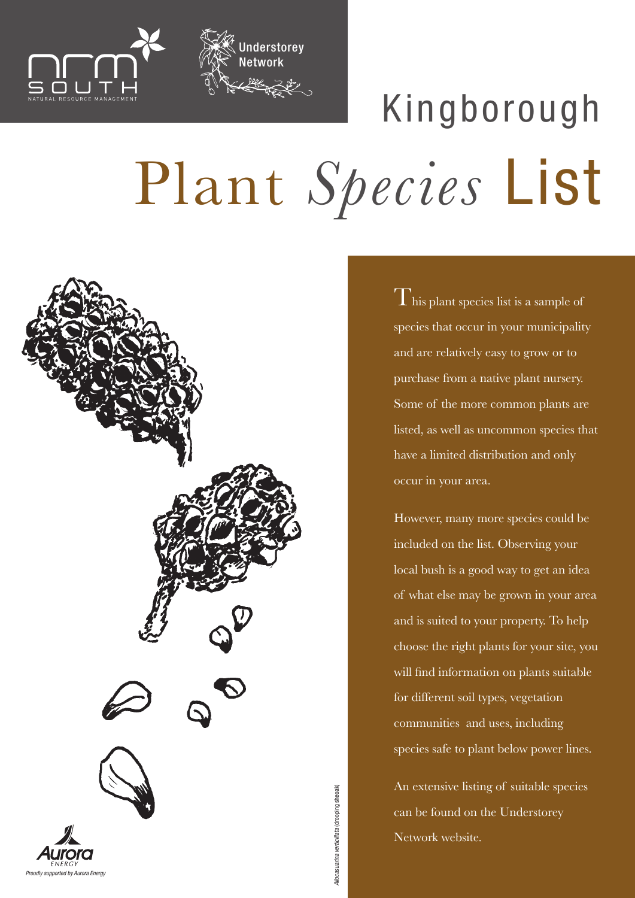# Kingborough Plant *Species* List

This plant species list is a sample of species that occur in your municipality and are relatively easy to grow or to purchase from a native plant nursery. Some of the more common plants are listed, as well as uncommon species that have a limited distribution and only occur in your area.

However, many more species could be included on the list. Observing your local bush is a good way to get an idea of what else may be grown in your area and is suited to your property. To help choose the right plants for your site, you will find information on plants suitable for different soil types, vegetation communities and uses, including species safe to plant below power lines.

An extensive listing of suitable species can be found on the Understorey Network website.

*Allocasuarina verticillata* (drooping sheoak)

*Proudly supported by Aurora Energy*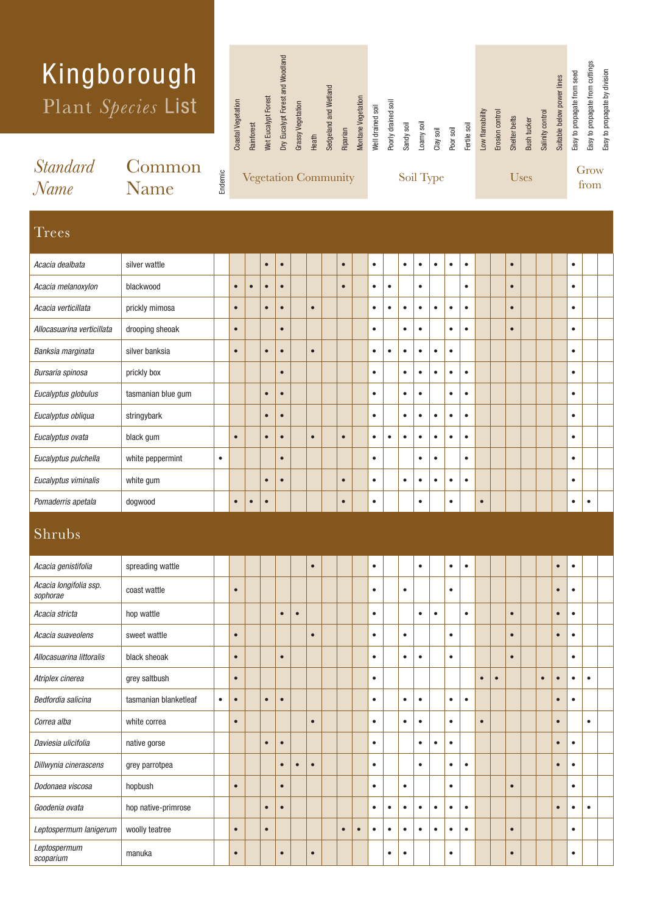# Kingborough Plant *Species* List

| *Standard Name* | Common Name | Endemic | Vegetation Community | | | | | | | | | Soil Type | | | | | | | Uses | | | | | | Grow from | | |
|---|---|---|---|---|---|---|---|---|---|---|---|---|---|---|---|---|---|---|---|---|---|---|---|---|---|---|---|
| | | | Coastal Vegetation | Rainforest | Wet Eucalypt Forest | Dry Eucalypt Forest and Woodland | Grassy Vegetation | Heath | Sedgeland and Wetland | Riparian | Montane Vegetation | Well drained soil | Poorly drained soil | Sandy soil | Loamy soil | Clay soil | Poor soil | Fertile soil | Low flamability | Erosion control | Shelter belts | Bush tucker | Salinity control | Suitable below power lines | Easy to propagate from seed | Easy to propagate from cuttings | Easy to propagate by division |
| **Trees** | | | | | | | | | | | | | | | | | | | | | | | | | | | |
| *Acacia dealbata* | silver wattle | | | | • | • | | | | • | | • | | • | • | • | • | • | | | • | | | | • | | |
| *Acacia melanoxylon* | blackwood | | • | • | • | • | | | | • | | • | • | | • | | | • | | | • | | | | • | | |
| *Acacia verticillata* | prickly mimosa | | • | | • | • | | • | | | | • | • | • | • | • | • | • | | | • | | | | • | | |
| *Allocasuarina verticillata* | drooping sheoak | | • | | | • | | | | | | • | | • | • | | • | • | | | • | | | | • | | |
| *Banksia marginata* | silver banksia | | • | | • | • | | • | | | | • | • | • | • | • | • | | | | | | | | • | | |
| *Bursaria spinosa* | prickly box | | | | | • | | | | | | • | | • | • | • | • | • | | | | | | | • | | |
| *Eucalyptus globulus* | tasmanian blue gum | | | | • | • | | | | | | • | | • | • | | • | • | | | | | | | • | | |
| *Eucalyptus obliqua* | stringybark | | | | • | • | | | | | | • | | • | • | • | • | • | | | | | | | • | | |
| *Eucalyptus ovata* | black gum | | • | | • | • | | • | | • | | • | • | • | • | • | • | • | | | | | | | • | | |
| *Eucalyptus pulchella* | white peppermint | • | | | | • | | | | | | • | | | • | • | | • | | | | | | | • | | |
| *Eucalyptus viminalis* | white gum | | | | • | • | | | | • | | • | | • | • | • | • | • | | | | | | | • | | |
| *Pomaderris apetala* | dogwood | | • | • | • | | | | | • | | • | | | • | | • | | • | | | | | | • | • | |
| **Shrubs** | | | | | | | | | | | | | | | | | | | | | | | | | | | |
| *Acacia genistifolia* | spreading wattle | | | | | | | • | | | | • | | | • | | • | • | | | | | | • | • | | |
| *Acacia longifolia ssp. sophorae* | coast wattle | | • | | | | | | | | | • | | • | | | • | | | | | | | • | • | | |
| *Acacia stricta* | hop wattle | | | | | • | • | | | | | • | | | • | • | | • | | | • | | | • | • | | |
| *Acacia suaveolens* | sweet wattle | | • | | | | | • | | | | • | | • | | | • | | | | • | | | • | • | | |
| *Allocasuarina littoralis* | black sheoak | | • | | | • | | | | | | • | | • | • | | • | | | | • | | | | • | | |
| *Atriplex cinerea* | grey saltbush | | • | | | | | | | | | • | | | | | | | • | • | | | • | • | • | • | |
| *Bedfordia salicina* | tasmanian blanketleaf | • | • | | • | • | | | | | | • | | • | • | | • | • | | | | | | • | • | | |
| *Correa alba* | white correa | | • | | | | | • | | | | • | | • | • | | • | | • | | | | | • | | • | |
| *Daviesia ulicifolia* | native gorse | | | | • | • | | | | | | • | | | • | • | • | | | | | | | • | • | | |
| *Dillwynia cinerascens* | grey parrotpea | | | | | • | • | • | | | | • | | | • | | • | • | | | | | | • | • | | |
| *Dodonaea viscosa* | hopbush | | • | | | • | | | | | | • | | • | | | • | | | | • | | | | • | | |
| *Goodenia ovata* | hop native-primrose | | | | • | • | | | | | | • | • | • | • | • | • | • | | | | | | • | • | • | |
| *Leptospermum lanigerum* | woolly teatree | | • | | • | | | | | • | • | • | • | • | • | • | • | • | | | • | | | | • | | |
| *Leptospermum scoparium* | manuka | | • | | | • | | • | | | | | • | • | | | • | | | | • | | | | • | | |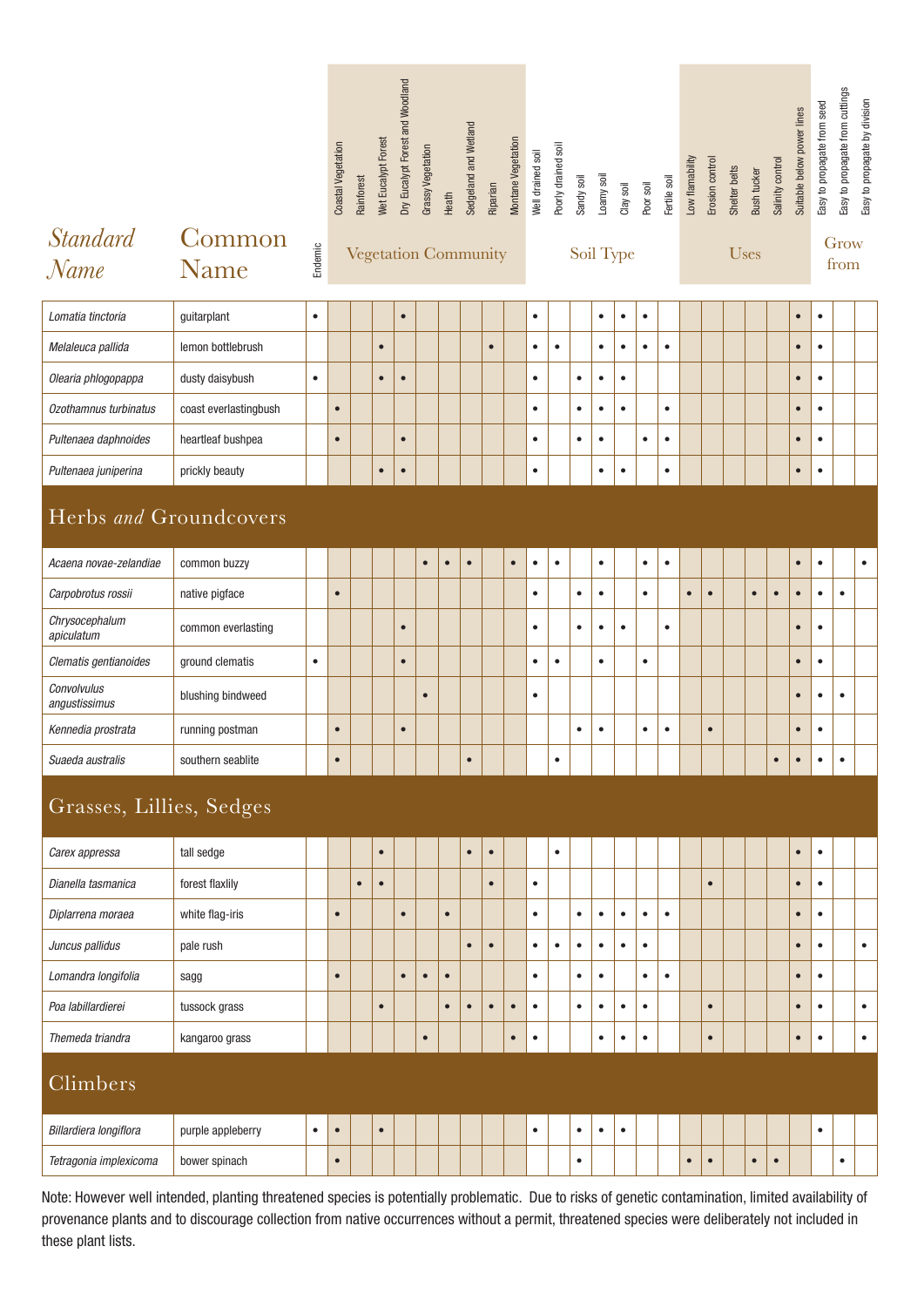| Standard Name | Common Name | Endemic | Vegetation Community | | | | | | | | | Soil Type | | | | | | | Uses | | | | | | Grow from | | |
|---|---|---|---|---|---|---|---|---|---|---|---|---|---|---|---|---|---|---|---|---|---|---|---|---|---|---|---|
| | | | Coastal Vegetation | Rainforest | Wet Eucalypt Forest | Dry Eucalypt Forest and Woodland | Grassy Vegetation | Heath | Sedgeland and Wetland | Riparian | Montane Vegetation | Well drained soil | Poorly drained soil | Sandy soil | Loamy soil | Clay soil | Poor soil | Fertile soil | Low flamability | Erosion control | Shelter belts | Bush tucker | Salinity control | Suitable below power lines | Easy to propagate from seed | Easy to propagate from cuttings | Easy to propagate by division |
| *Lomatia tinctoria* | guitarplant | • | | | | • | | | | | | • | | | • | • | • | | | | | | | • | • | | |
| *Melaleuca pallida* | lemon bottlebrush | | | | • | | | | | • | | • | • | | • | • | • | • | | | | | | • | • | | |
| *Olearia phlogopappa* | dusty daisybush | • | | | • | • | | | | | | • | | • | • | • | | | | | | | | • | • | | |
| *Ozothamnus turbinatus* | coast everlastingbush | | • | | | | | | | | | • | | • | • | • | | • | | | | | | • | • | | |
| *Pultenaea daphnoides* | heartleaf bushpea | | • | | | • | | | | | | • | | • | • | | • | • | | | | | | • | • | | |
| *Pultenaea juniperina* | prickly beauty | | | | • | • | | | | | | • | | | • | • | | • | | | | | | • | • | | |
| **Herbs *and* Groundcovers** | | | | | | | | | | | | | | | | | | | | | | | | | | | |
| *Acaena novae-zelandiae* | common buzzy | | | | | | • | • | • | | • | • | • | | • | | • | • | | | | | | • | • | | • |
| *Carpobrotus rossii* | native pigface | | • | | | | | | | | | • | | • | • | | • | | • | • | | • | • | • | • | • | |
| *Chrysocephalum apiculatum* | common everlasting | | | | | • | | | | | | • | | • | • | • | | • | | | | | | • | • | | |
| *Clematis gentianoides* | ground clematis | • | | | | • | | | | | | • | • | | • | | • | | | | | | | • | • | | |
| *Convolvulus angustissimus* | blushing bindweed | | | | | | • | | | | | • | | | | | | | | | | | | • | • | • | |
| *Kennedia prostrata* | running postman | | • | | | • | | | | | | | | • | • | | • | • | | • | | | | • | • | | |
| *Suaeda australis* | southern seablite | | • | | | | | | • | | | | • | | | | | | | | | | • | • | • | • | |
| **Grasses, Lillies, Sedges** | | | | | | | | | | | | | | | | | | | | | | | | | | | |
| *Carex appressa* | tall sedge | | | | • | | | | • | • | | | • | | | | | | | | | | | • | • | | |
| *Dianella tasmanica* | forest flaxlily | | | • | • | | | | | • | | • | | | | | | | | • | | | | • | • | | |
| *Diplarrena moraea* | white flag-iris | | • | | | • | | • | | | | • | | • | • | • | • | • | | | | | | • | • | | |
| *Juncus pallidus* | pale rush | | | | | | | | • | • | | • | • | • | • | • | • | | | | | | | • | • | | • |
| *Lomandra longifolia* | sagg | | • | | | • | • | • | | | | • | | • | • | | • | • | | | | | | • | • | | |
| *Poa labillardierei* | tussock grass | | | | • | | | • | • | • | • | • | | • | • | • | • | | | • | | | | • | • | | • |
| *Themeda triandra* | kangaroo grass | | | | | | • | | | | • | • | | | • | • | • | | | • | | | | • | • | | • |
| **Climbers** | | | | | | | | | | | | | | | | | | | | | | | | | | | |
| *Billardiera longiflora* | purple appleberry | • | • | | • | | | | | | | • | | • | • | • | | | | | | | | | • | | |
| *Tetragonia implexicoma* | bower spinach | | • | | | | | | | | | | | • | | | | | • | • | | • | • | | | • | |

Note: However well intended, planting threatened species is potentially problematic. Due to risks of genetic contamination, limited availability of provenance plants and to discourage collection from native occurrences without a permit, threatened species were deliberately not included in these plant lists.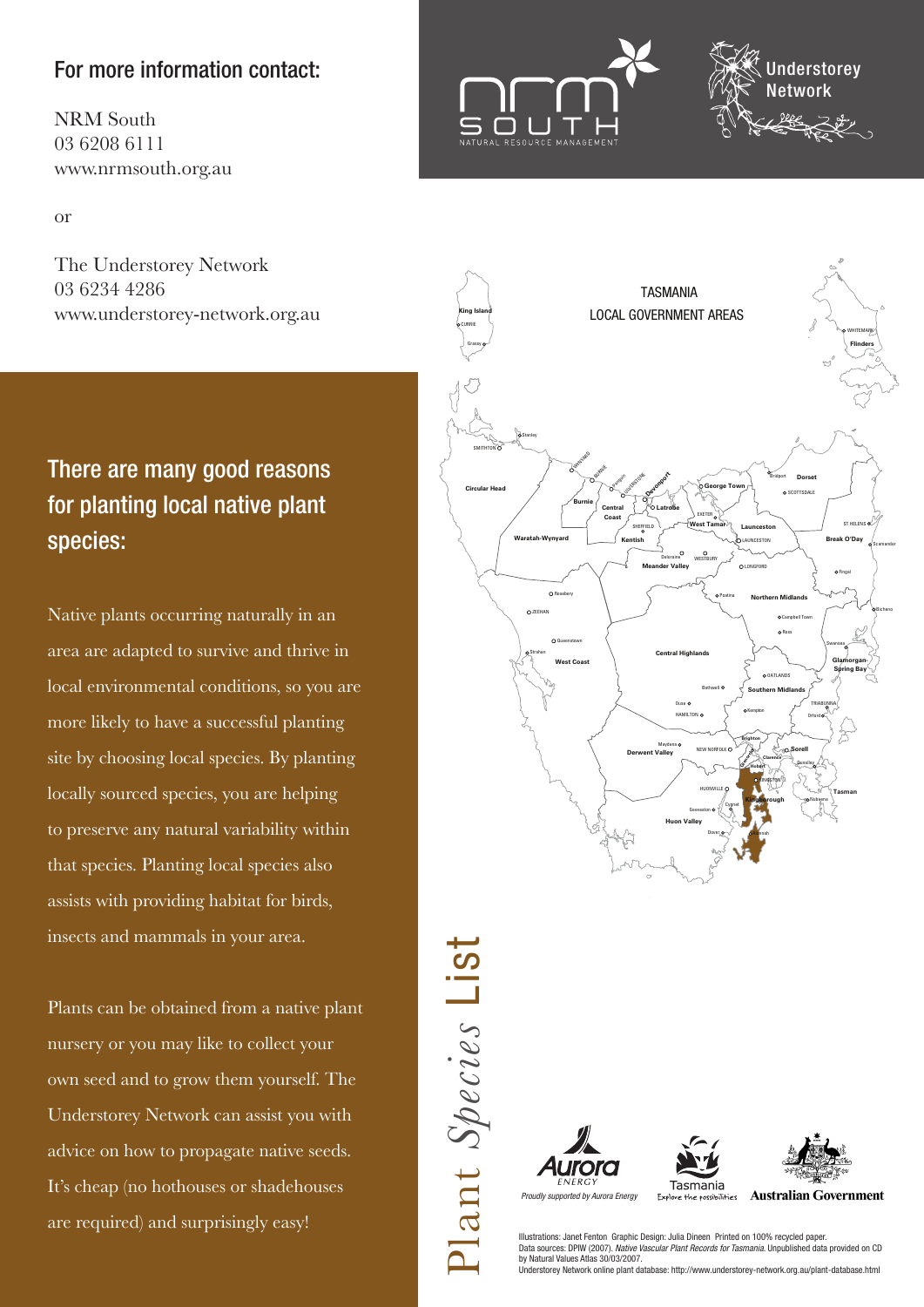## For more information contact:

NRM South
03 6208 6111
www.nrmsouth.org.au

or

The Understorey Network
03 6234 4286
www.understorey-network.org.au

## There are many good reasons for planting local native plant species:

Native plants occurring naturally in an area are adapted to survive and thrive in local environmental conditions, so you are more likely to have a successful planting site by choosing local species. By planting locally sourced species, you are helping to preserve any natural variability within that species. Planting local species also assists with providing habitat for birds, insects and mammals in your area.

Plants can be obtained from a native plant nursery or you may like to collect your own seed and to grow them yourself. The Understorey Network can assist you with advice on how to propagate native seeds. It's cheap (no hothouses or shadehouses are required) and surprisingly easy!

NRM SOUTH
NATURAL RESOURCE MANAGEMENT

Understorey Network

TASMANIA
LOCAL GOVERNMENT AREAS

King Island
CURRIE
Grassy
WHITEMARK
Flinders
Stanley
SMITHTON
Circular Head
WYNYARD
BURNIE
Penguin
ULVERSTONE
Devonport
George Town
Bridport
Dorset
SCOTTSDALE
Burnie
Central Coast
Latrobe
EXETER
West Tamar
Launceston
SHEFFIELD
Kentish
ST HELENS
Scamander
Waratah-Wynyard
LAUNCESTON
Break O'Day
Deloraine
WESTBURY
Meander Valley
LONGFORD
Fingal
Rosebery
Poatina
Northern Midlands
ZEEHAN
Bicheno
Campbell Town
Ross
Queenstown
Strahan
West Coast
Central Highlands
Swansea
Glamorgan-Spring Bay
OATLANDS
Bothwell
Southern Midlands
Ouse
HAMILTON
Kempton
TRIABUNNA
Orford
Brighton
Maydena
Derwent Valley
NEW NORFOLK
Sorell
Clarence
Dunalley
Hobart
KINGSTON
HUONVILLE
Kingborough
Nubeena
Tasman
Geeveston
Cygnet
Huon Valley
Dover
Alonnah

# Plant *Species* List

Aurora ENERGY
Proudly supported by Aurora Energy

Tasmania
Explore the possibilities

Australian Government

Illustrations: Janet Fenton Graphic Design: Julia Dineen Printed on 100% recycled paper.
Data sources: DPIW (2007). *Native Vascular Plant Records for Tasmania*. Unpublished data provided on CD by Natural Values Atlas 30/03/2007.
Understorey Network online plant database: http://www.understorey-network.org.au/plant-database.html